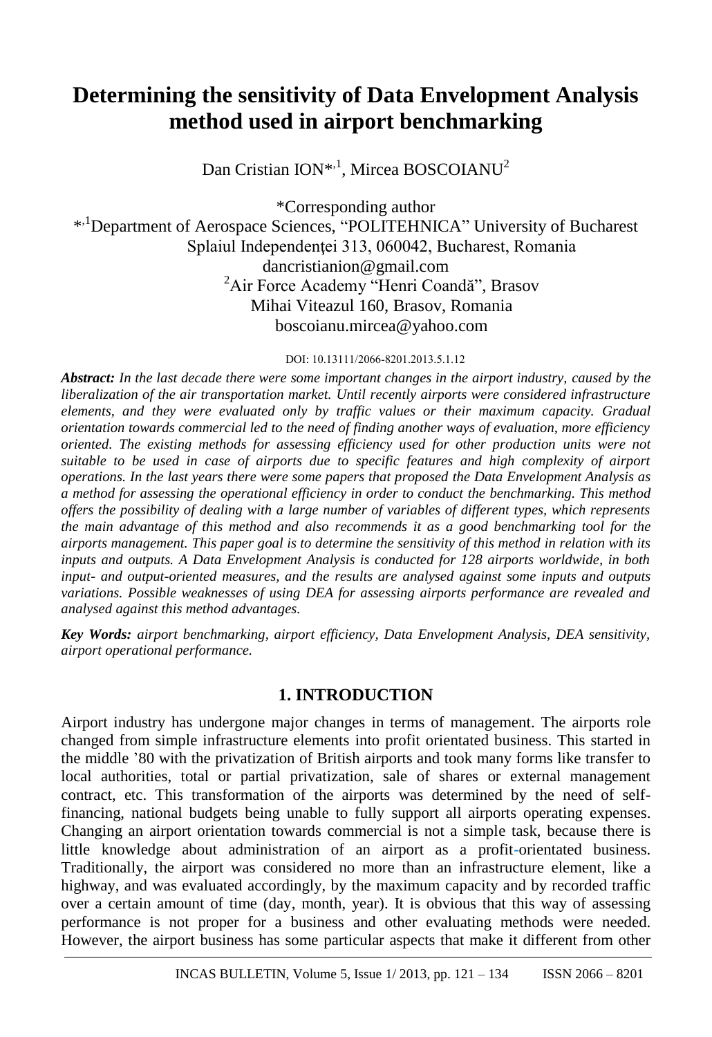# Determining the sensitivity of Data Envelopment Analysis method used in airport benchmarking

Dan Cristian ION*[,1], Mircea BOSCOIANU[2]

*Corresponding author

*[,1]Department of Aerospace Sciences, "POLITEHNICA" University of Bucharest
Splaiul Independenţei 313, 060042, Bucharest, Romania
dancristianion@gmail.com

[2]Air Force Academy "Henri Coandă", Brasov
Mihai Viteazul 160, Brasov, Romania
boscoianu.mircea@yahoo.com

DOI: 10.13111/2066-8201.2013.5.1.12

***Abstract:*** *In the last decade there were some important changes in the airport industry, caused by the liberalization of the air transportation market. Until recently airports were considered infrastructure elements, and they were evaluated only by traffic values or their maximum capacity. Gradual orientation towards commercial led to the need of finding another ways of evaluation, more efficiency oriented. The existing methods for assessing efficiency used for other production units were not suitable to be used in case of airports due to specific features and high complexity of airport operations. In the last years there were some papers that proposed the Data Envelopment Analysis as a method for assessing the operational efficiency in order to conduct the benchmarking. This method offers the possibility of dealing with a large number of variables of different types, which represents the main advantage of this method and also recommends it as a good benchmarking tool for the airports management. This paper goal is to determine the sensitivity of this method in relation with its inputs and outputs. A Data Envelopment Analysis is conducted for 128 airports worldwide, in both input- and output-oriented measures, and the results are analysed against some inputs and outputs variations. Possible weaknesses of using DEA for assessing airports performance are revealed and analysed against this method advantages.*

***Key Words:*** *airport benchmarking, airport efficiency, Data Envelopment Analysis, DEA sensitivity, airport operational performance.*

## 1. INTRODUCTION

Airport industry has undergone major changes in terms of management. The airports role changed from simple infrastructure elements into profit orientated business. This started in the middle '80 with the privatization of British airports and took many forms like transfer to local authorities, total or partial privatization, sale of shares or external management contract, etc. This transformation of the airports was determined by the need of self-financing, national budgets being unable to fully support all airports operating expenses. Changing an airport orientation towards commercial is not a simple task, because there is little knowledge about administration of an airport as a profit-orientated business. Traditionally, the airport was considered no more than an infrastructure element, like a highway, and was evaluated accordingly, by the maximum capacity and by recorded traffic over a certain amount of time (day, month, year). It is obvious that this way of assessing performance is not proper for a business and other evaluating methods were needed. However, the airport business has some particular aspects that make it different from other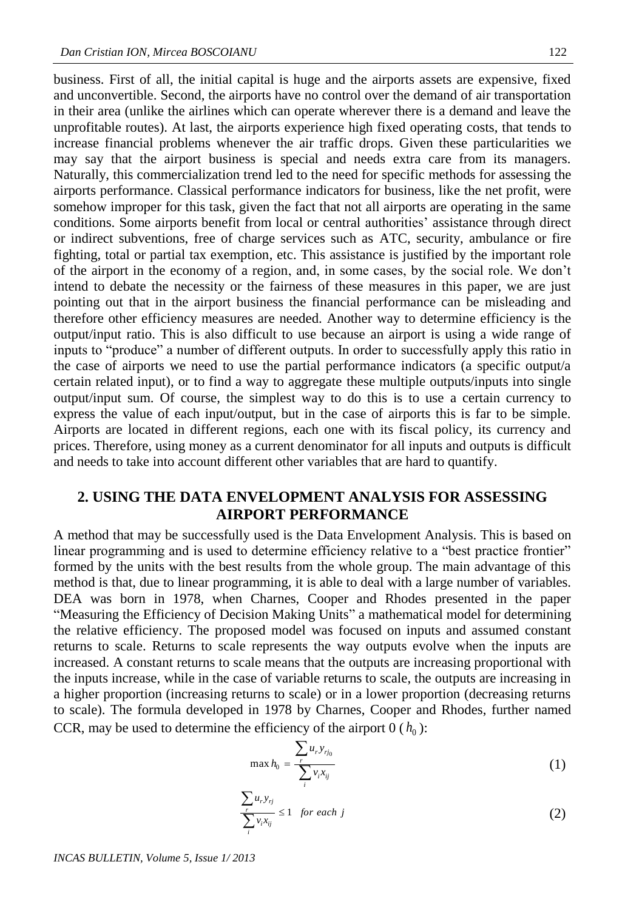business. First of all, the initial capital is huge and the airports assets are expensive, fixed and unconvertible. Second, the airports have no control over the demand of air transportation in their area (unlike the airlines which can operate wherever there is a demand and leave the unprofitable routes). At last, the airports experience high fixed operating costs, that tends to increase financial problems whenever the air traffic drops. Given these particularities we may say that the airport business is special and needs extra care from its managers. Naturally, this commercialization trend led to the need for specific methods for assessing the airports performance. Classical performance indicators for business, like the net profit, were somehow improper for this task, given the fact that not all airports are operating in the same conditions. Some airports benefit from local or central authorities' assistance through direct or indirect subventions, free of charge services such as ATC, security, ambulance or fire fighting, total or partial tax exemption, etc. This assistance is justified by the important role of the airport in the economy of a region, and, in some cases, by the social role. We don't intend to debate the necessity or the fairness of these measures in this paper, we are just pointing out that in the airport business the financial performance can be misleading and therefore other efficiency measures are needed. Another way to determine efficiency is the output/input ratio. This is also difficult to use because an airport is using a wide range of inputs to "produce" a number of different outputs. In order to successfully apply this ratio in the case of airports we need to use the partial performance indicators (a specific output/a certain related input), or to find a way to aggregate these multiple outputs/inputs into single output/input sum. Of course, the simplest way to do this is to use a certain currency to express the value of each input/output, but in the case of airports this is far to be simple. Airports are located in different regions, each one with its fiscal policy, its currency and prices. Therefore, using money as a current denominator for all inputs and outputs is difficult and needs to take into account different other variables that are hard to quantify.

## 2. USING THE DATA ENVELOPMENT ANALYSIS FOR ASSESSING AIRPORT PERFORMANCE

A method that may be successfully used is the Data Envelopment Analysis. This is based on linear programming and is used to determine efficiency relative to a "best practice frontier" formed by the units with the best results from the whole group. The main advantage of this method is that, due to linear programming, it is able to deal with a large number of variables. DEA was born in 1978, when Charnes, Cooper and Rhodes presented in the paper "Measuring the Efficiency of Decision Making Units" a mathematical model for determining the relative efficiency. The proposed model was focused on inputs and assumed constant returns to scale. Returns to scale represents the way outputs evolve when the inputs are increased. A constant returns to scale means that the outputs are increasing proportional with the inputs increase, while in the case of variable returns to scale, the outputs are increasing in a higher proportion (increasing returns to scale) or in a lower proportion (decreasing returns to scale). The formula developed in 1978 by Charnes, Cooper and Rhodes, further named CCR, may be used to determine the efficiency of the airport 0 ($h_0$):

$$\max h_0 = \frac{\sum_r u_r y_{rj_0}}{\sum_i v_i x_{ij}} \tag{1}$$

$$\frac{\sum_r u_r y_{rj}}{\sum_i v_i x_{ij}} \leq 1 \quad \textit{for each } j \tag{2}$$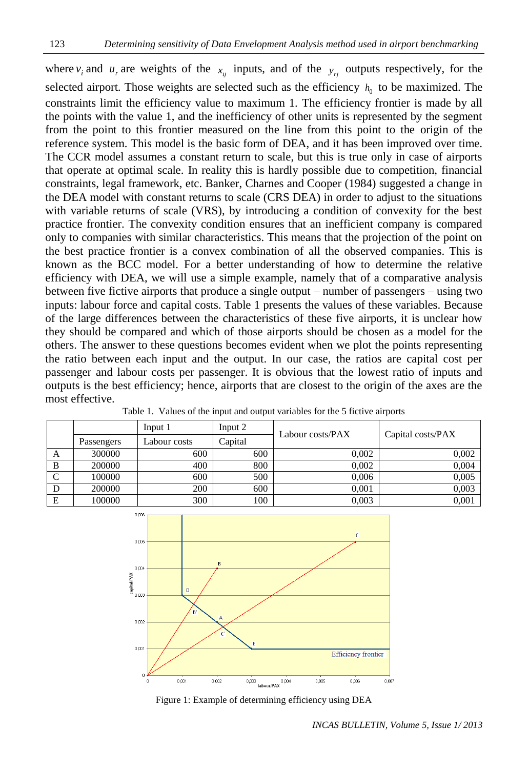where $v_i$ and $u_r$ are weights of the $x_{ij}$ inputs, and of the $y_{rj}$ outputs respectively, for the selected airport. Those weights are selected such as the efficiency $h_0$ to be maximized. The constraints limit the efficiency value to maximum 1. The efficiency frontier is made by all the points with the value 1, and the inefficiency of other units is represented by the segment from the point to this frontier measured on the line from this point to the origin of the reference system. This model is the basic form of DEA, and it has been improved over time. The CCR model assumes a constant return to scale, but this is true only in case of airports that operate at optimal scale. In reality this is hardly possible due to competition, financial constraints, legal framework, etc. Banker, Charnes and Cooper (1984) suggested a change in the DEA model with constant returns to scale (CRS DEA) in order to adjust to the situations with variable returns of scale (VRS), by introducing a condition of convexity for the best practice frontier. The convexity condition ensures that an inefficient company is compared only to companies with similar characteristics. This means that the projection of the point on the best practice frontier is a convex combination of all the observed companies. This is known as the BCC model. For a better understanding of how to determine the relative efficiency with DEA, we will use a simple example, namely that of a comparative analysis between five fictive airports that produce a single output – number of passengers – using two inputs: labour force and capital costs. Table 1 presents the values of these variables. Because of the large differences between the characteristics of these five airports, it is unclear how they should be compared and which of those airports should be chosen as a model for the others. The answer to these questions becomes evident when we plot the points representing the ratio between each input and the output. In our case, the ratios are capital cost per passenger and labour costs per passenger. It is obvious that the lowest ratio of inputs and outputs is the best efficiency; hence, airports that are closest to the origin of the axes are the most effective.

Table 1. Values of the input and output variables for the 5 fictive airports

| | | Input 1 | Input 2 | Labour costs/PAX | Capital costs/PAX |
|---|---|---|---|---|---|
| | Passengers | Labour costs | Capital | | |
| A | 300000 | 600 | 600 | 0,002 | 0,002 |
| B | 200000 | 400 | 800 | 0,002 | 0,004 |
| C | 100000 | 600 | 500 | 0,006 | 0,005 |
| D | 200000 | 200 | 600 | 0,001 | 0,003 |
| E | 100000 | 300 | 100 | 0,003 | 0,001 |

Figure 1: Example of determining efficiency using DEA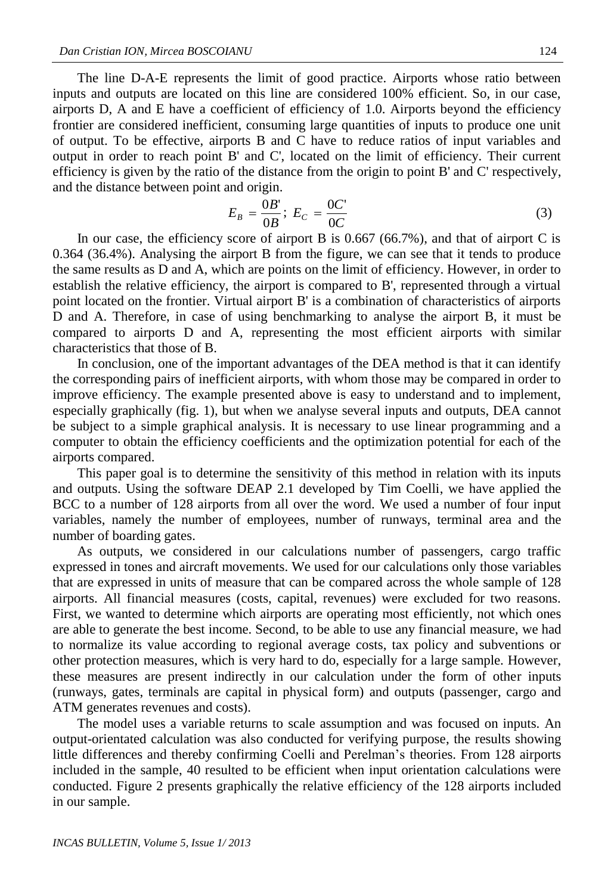The line D-A-E represents the limit of good practice. Airports whose ratio between inputs and outputs are located on this line are considered 100% efficient. So, in our case, airports D, A and E have a coefficient of efficiency of 1.0. Airports beyond the efficiency frontier are considered inefficient, consuming large quantities of inputs to produce one unit of output. To be effective, airports B and C have to reduce ratios of input variables and output in order to reach point B' and C', located on the limit of efficiency. Their current efficiency is given by the ratio of the distance from the origin to point B' and C' respectively, and the distance between point and origin.

$$E_B = \frac{0B'}{0B};\ E_C = \frac{0C'}{0C} \tag{3}$$

In our case, the efficiency score of airport B is 0.667 (66.7%), and that of airport C is 0.364 (36.4%). Analysing the airport B from the figure, we can see that it tends to produce the same results as D and A, which are points on the limit of efficiency. However, in order to establish the relative efficiency, the airport is compared to B', represented through a virtual point located on the frontier. Virtual airport B' is a combination of characteristics of airports D and A. Therefore, in case of using benchmarking to analyse the airport B, it must be compared to airports D and A, representing the most efficient airports with similar characteristics that those of B.

In conclusion, one of the important advantages of the DEA method is that it can identify the corresponding pairs of inefficient airports, with whom those may be compared in order to improve efficiency. The example presented above is easy to understand and to implement, especially graphically (fig. 1), but when we analyse several inputs and outputs, DEA cannot be subject to a simple graphical analysis. It is necessary to use linear programming and a computer to obtain the efficiency coefficients and the optimization potential for each of the airports compared.

This paper goal is to determine the sensitivity of this method in relation with its inputs and outputs. Using the software DEAP 2.1 developed by Tim Coelli, we have applied the BCC to a number of 128 airports from all over the word. We used a number of four input variables, namely the number of employees, number of runways, terminal area and the number of boarding gates.

As outputs, we considered in our calculations number of passengers, cargo traffic expressed in tones and aircraft movements. We used for our calculations only those variables that are expressed in units of measure that can be compared across the whole sample of 128 airports. All financial measures (costs, capital, revenues) were excluded for two reasons. First, we wanted to determine which airports are operating most efficiently, not which ones are able to generate the best income. Second, to be able to use any financial measure, we had to normalize its value according to regional average costs, tax policy and subventions or other protection measures, which is very hard to do, especially for a large sample. However, these measures are present indirectly in our calculation under the form of other inputs (runways, gates, terminals are capital in physical form) and outputs (passenger, cargo and ATM generates revenues and costs).

The model uses a variable returns to scale assumption and was focused on inputs. An output-orientated calculation was also conducted for verifying purpose, the results showing little differences and thereby confirming Coelli and Perelman's theories. From 128 airports included in the sample, 40 resulted to be efficient when input orientation calculations were conducted. Figure 2 presents graphically the relative efficiency of the 128 airports included in our sample.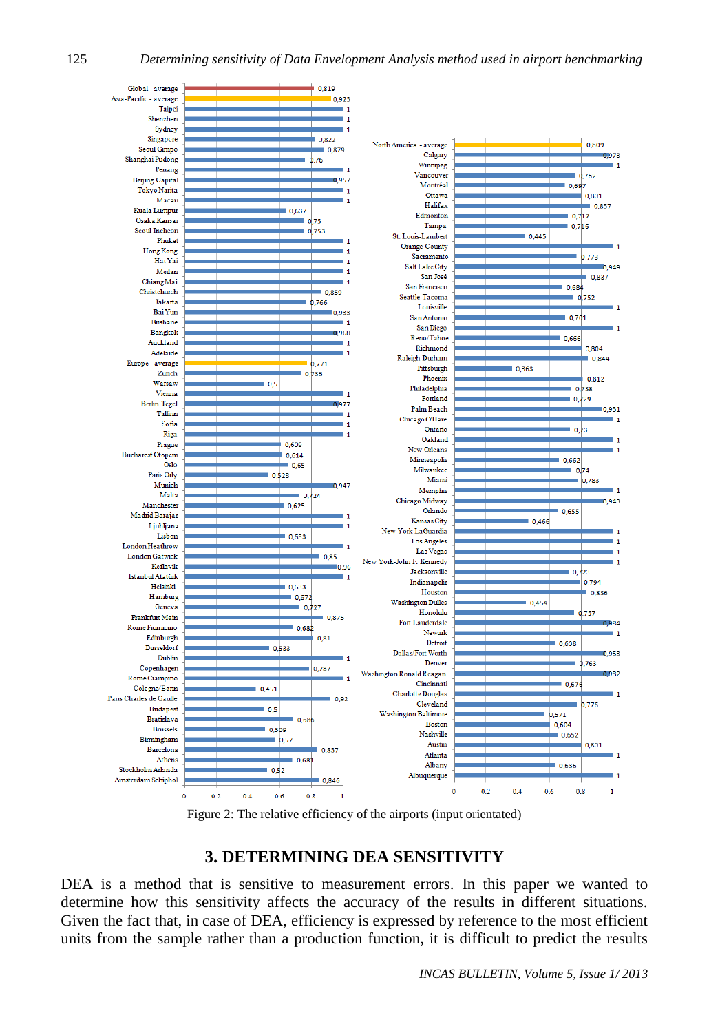| Airport | Relative efficiency |
|---|---|
| Global - average | 0,819 |
| Asia-Pacific - average | 0,923 |
| Taipei | 1 |
| Shenzhen | 1 |
| Sydney | 1 |
| Singapore | 0,822 |
| Seoul Gimpo | 0,879 |
| Shanghai Pudong | 0,76 |
| Penang | 1 |
| Beijing Capital | 0,957 |
| Tokyo Narita | 1 |
| Macau | 1 |
| Kuala Lumpur | 0,637 |
| Osaka Kansai | 0,75 |
| Seoul Incheon | 0,753 |
| Phuket | 1 |
| Hong Kong | 1 |
| Hat Yai | 1 |
| Medan | 1 |
| Chiang Mai | 1 |
| Christchurch | 0,859 |
| Jakarta | 0,766 |
| Bai Yun | 0,933 |
| Brisbane | 1 |
| Bangkok | 0,968 |
| Auckland | 1 |
| Adelaide | 1 |
| Europe - average | 0,771 |
| Zurich | 0,736 |
| Warsaw | 0,5 |
| Vienna | 1 |
| Berlin Tegel | 0,977 |
| Tallinn | 1 |
| Sofia | 1 |
| Riga | 1 |
| Prague | 0,609 |
| Bucharest Otopeni | 0,614 |
| Oslo | 0,65 |
| Paris Orly | 0,528 |
| Munich | 0,947 |
| Malta | 0,724 |
| Manchester | 0,625 |
| Madrid Barajas | 1 |
| Ljubljana | 1 |
| Lisbon | 0,633 |
| London Heathrow | 1 |
| London Gatwick | 0,85 |
| Keflavik | 0,96 |
| Istanbul Atatürk | 1 |
| Helsinki | 0,633 |
| Hamburg | 0,672 |
| Geneva | 0,727 |
| Frankfurt Main | 0,875 |
| Rome Fiumicino | 0,682 |
| Edinburgh | 0,81 |
| Dusseldorf | 0,533 |
| Dublin | 1 |
| Copenhagen | 0,787 |
| Rome Ciampino | 1 |
| Cologne/Bonn | 0,451 |
| Paris Charles de Gaulle | 0,92 |
| Budapest | 0,5 |
| Bratislava | 0,686 |
| Brussels | 0,509 |
| Birmingham | 0,57 |
| Barcelona | 0,837 |
| Athens | 0,681 |
| Stockholm Arlanda | 0,52 |
| Amsterdam Schiphol | 0,846 |

| Airport | Relative efficiency |
|---|---|
| North America - average | 0,809 |
| Calgary | 0,973 |
| Winnipeg | 1 |
| Vancouver | 0,762 |
| Montréal | 0,697 |
| Ottawa | 0,801 |
| Halifax | 0,857 |
| Edmonton | 0,717 |
| Tampa | 0,716 |
| St. Louis-Lambert | 0,445 |
| Orange County | 1 |
| Sacramento | 0,773 |
| Salt Lake City | 0,949 |
| San José | 0,837 |
| San Francisco | 0,684 |
| Seattle-Tacoma | 0,752 |
| Louisville | 1 |
| San Antonio | 0,701 |
| San Diego | 1 |
| Reno/Tahoe | 0,666 |
| Richmond | 0,804 |
| Raleigh-Durham | 0,844 |
| Pittsburgh | 0,363 |
| Phoenix | 0,812 |
| Philadelphia | 0,738 |
| Portland | 0,729 |
| Palm Beach | 0,931 |
| Chicago O'Hare | 1 |
| Ontario | 0,73 |
| Oakland | 1 |
| New Orleans | 1 |
| Minneapolis | 0,662 |
| Milwaukee | 0,74 |
| Miami | 0,783 |
| Memphis | 1 |
| Chicago Midway | 0,943 |
| Orlando | 0,655 |
| Kansas City | 0,466 |
| New York LaGuardia | 1 |
| Los Angeles | 1 |
| Las Vegas | 1 |
| New York-John F. Kennedy | 1 |
| Jacksonville | 0,723 |
| Indianapolis | 0,794 |
| Houston | 0,836 |
| Washington Dulles | 0,454 |
| Honolulu | 0,757 |
| Fort Lauderdale | 0,984 |
| Newark | 1 |
| Detroit | 0,638 |
| Dallas/Fort Worth | 0,955 |
| Denver | 0,763 |
| Washington Ronald Reagan | 0,982 |
| Cincinnati | 0,676 |
| Charlotte Douglas | 1 |
| Cleveland | 0,776 |
| Washington Baltimore | 0,571 |
| Boston | 0,604 |
| Nashville | 0,652 |
| Austin | 0,801 |
| Atlanta | 1 |
| Albany | 0,636 |
| Albuquerque | 1 |

Figure 2: The relative efficiency of the airports (input orientated)

## 3. DETERMINING DEA SENSITIVITY

DEA is a method that is sensitive to measurement errors. In this paper we wanted to determine how this sensitivity affects the accuracy of the results in different situations. Given the fact that, in case of DEA, efficiency is expressed by reference to the most efficient units from the sample rather than a production function, it is difficult to predict the results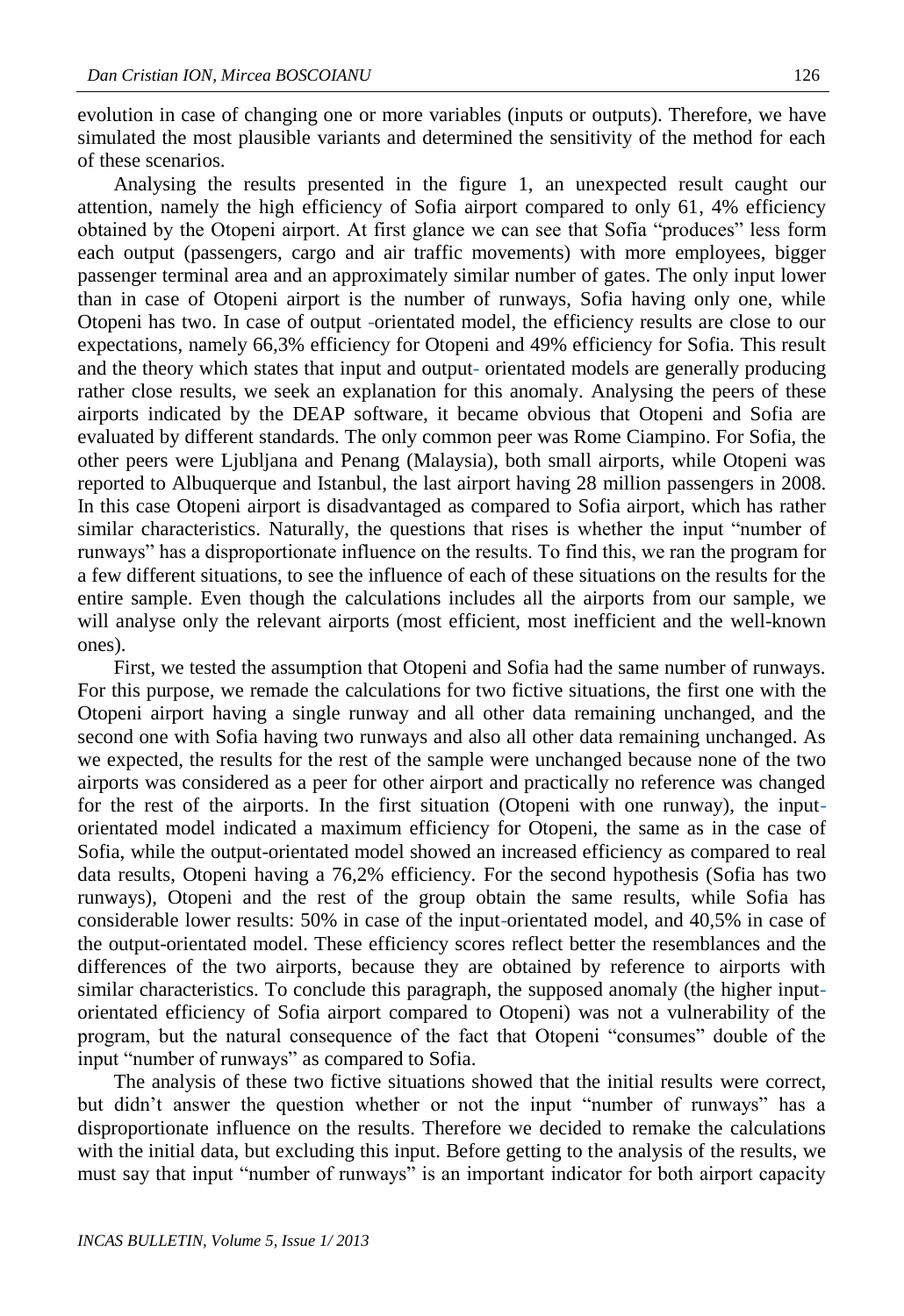evolution in case of changing one or more variables (inputs or outputs). Therefore, we have simulated the most plausible variants and determined the sensitivity of the method for each of these scenarios.

Analysing the results presented in the figure 1, an unexpected result caught our attention, namely the high efficiency of Sofia airport compared to only 61, 4% efficiency obtained by the Otopeni airport. At first glance we can see that Sofia "produces" less form each output (passengers, cargo and air traffic movements) with more employees, bigger passenger terminal area and an approximately similar number of gates. The only input lower than in case of Otopeni airport is the number of runways, Sofia having only one, while Otopeni has two. In case of output -orientated model, the efficiency results are close to our expectations, namely 66,3% efficiency for Otopeni and 49% efficiency for Sofia. This result and the theory which states that input and output- orientated models are generally producing rather close results, we seek an explanation for this anomaly. Analysing the peers of these airports indicated by the DEAP software, it became obvious that Otopeni and Sofia are evaluated by different standards. The only common peer was Rome Ciampino. For Sofia, the other peers were Ljubljana and Penang (Malaysia), both small airports, while Otopeni was reported to Albuquerque and Istanbul, the last airport having 28 million passengers in 2008. In this case Otopeni airport is disadvantaged as compared to Sofia airport, which has rather similar characteristics. Naturally, the questions that rises is whether the input "number of runways" has a disproportionate influence on the results. To find this, we ran the program for a few different situations, to see the influence of each of these situations on the results for the entire sample. Even though the calculations includes all the airports from our sample, we will analyse only the relevant airports (most efficient, most inefficient and the well-known ones).

First, we tested the assumption that Otopeni and Sofia had the same number of runways. For this purpose, we remade the calculations for two fictive situations, the first one with the Otopeni airport having a single runway and all other data remaining unchanged, and the second one with Sofia having two runways and also all other data remaining unchanged. As we expected, the results for the rest of the sample were unchanged because none of the two airports was considered as a peer for other airport and practically no reference was changed for the rest of the airports. In the first situation (Otopeni with one runway), the input-orientated model indicated a maximum efficiency for Otopeni, the same as in the case of Sofia, while the output-orientated model showed an increased efficiency as compared to real data results, Otopeni having a 76,2% efficiency. For the second hypothesis (Sofia has two runways), Otopeni and the rest of the group obtain the same results, while Sofia has considerable lower results: 50% in case of the input-orientated model, and 40,5% in case of the output-orientated model. These efficiency scores reflect better the resemblances and the differences of the two airports, because they are obtained by reference to airports with similar characteristics. To conclude this paragraph, the supposed anomaly (the higher input-orientated efficiency of Sofia airport compared to Otopeni) was not a vulnerability of the program, but the natural consequence of the fact that Otopeni "consumes" double of the input "number of runways" as compared to Sofia.

The analysis of these two fictive situations showed that the initial results were correct, but didn't answer the question whether or not the input "number of runways" has a disproportionate influence on the results. Therefore we decided to remake the calculations with the initial data, but excluding this input. Before getting to the analysis of the results, we must say that input "number of runways" is an important indicator for both airport capacity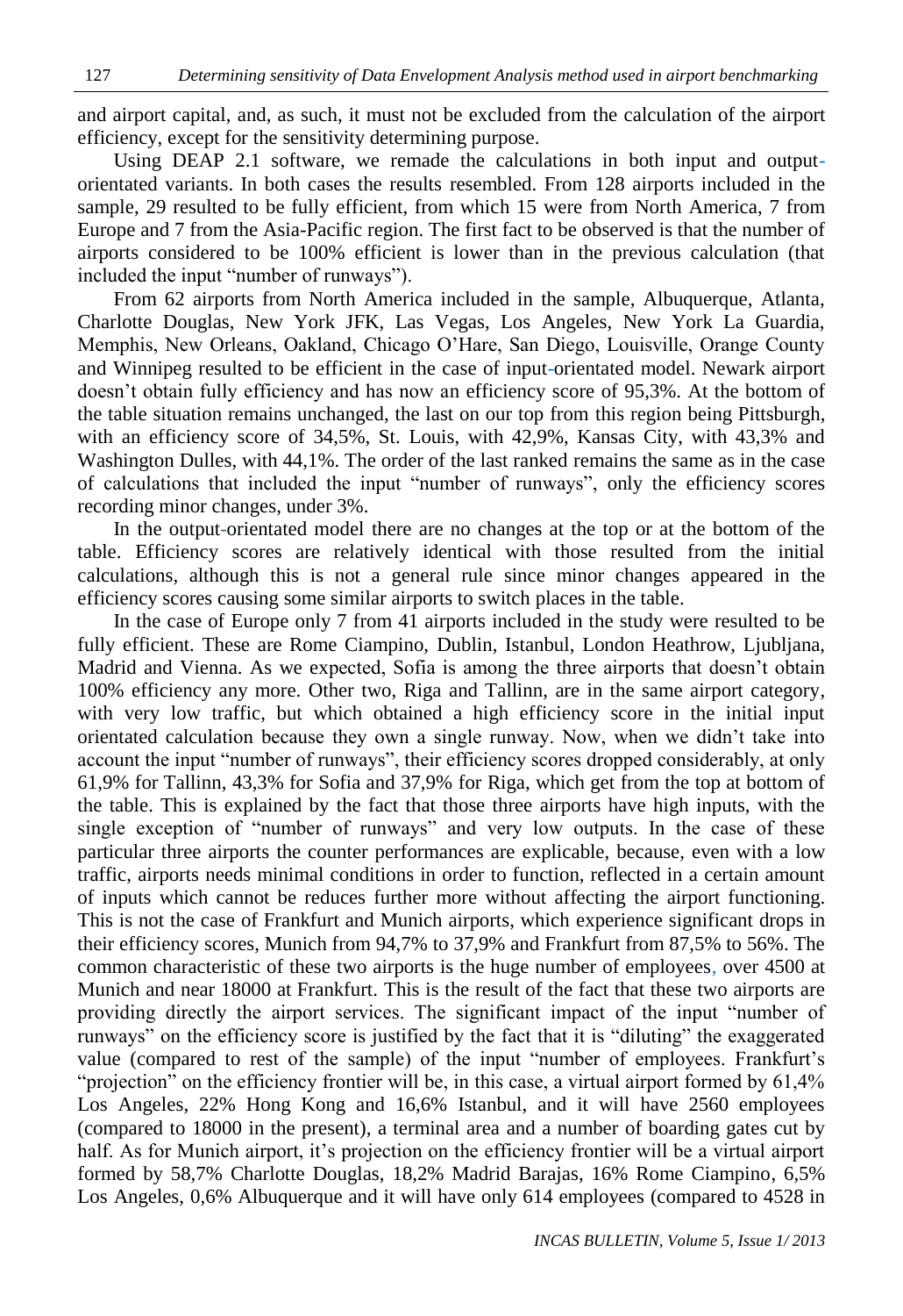and airport capital, and, as such, it must not be excluded from the calculation of the airport efficiency, except for the sensitivity determining purpose.

Using DEAP 2.1 software, we remade the calculations in both input and output-orientated variants. In both cases the results resembled. From 128 airports included in the sample, 29 resulted to be fully efficient, from which 15 were from North America, 7 from Europe and 7 from the Asia-Pacific region. The first fact to be observed is that the number of airports considered to be 100% efficient is lower than in the previous calculation (that included the input "number of runways").

From 62 airports from North America included in the sample, Albuquerque, Atlanta, Charlotte Douglas, New York JFK, Las Vegas, Los Angeles, New York La Guardia, Memphis, New Orleans, Oakland, Chicago O'Hare, San Diego, Louisville, Orange County and Winnipeg resulted to be efficient in the case of input-orientated model. Newark airport doesn't obtain fully efficiency and has now an efficiency score of 95,3%. At the bottom of the table situation remains unchanged, the last on our top from this region being Pittsburgh, with an efficiency score of 34,5%, St. Louis, with 42,9%, Kansas City, with 43,3% and Washington Dulles, with 44,1%. The order of the last ranked remains the same as in the case of calculations that included the input "number of runways", only the efficiency scores recording minor changes, under 3%.

In the output-orientated model there are no changes at the top or at the bottom of the table. Efficiency scores are relatively identical with those resulted from the initial calculations, although this is not a general rule since minor changes appeared in the efficiency scores causing some similar airports to switch places in the table.

In the case of Europe only 7 from 41 airports included in the study were resulted to be fully efficient. These are Rome Ciampino, Dublin, Istanbul, London Heathrow, Ljubljana, Madrid and Vienna. As we expected, Sofia is among the three airports that doesn't obtain 100% efficiency any more. Other two, Riga and Tallinn, are in the same airport category, with very low traffic, but which obtained a high efficiency score in the initial input orientated calculation because they own a single runway. Now, when we didn't take into account the input "number of runways", their efficiency scores dropped considerably, at only 61,9% for Tallinn, 43,3% for Sofia and 37,9% for Riga, which get from the top at bottom of the table. This is explained by the fact that those three airports have high inputs, with the single exception of "number of runways" and very low outputs. In the case of these particular three airports the counter performances are explicable, because, even with a low traffic, airports needs minimal conditions in order to function, reflected in a certain amount of inputs which cannot be reduces further more without affecting the airport functioning. This is not the case of Frankfurt and Munich airports, which experience significant drops in their efficiency scores, Munich from 94,7% to 37,9% and Frankfurt from 87,5% to 56%. The common characteristic of these two airports is the huge number of employees, over 4500 at Munich and near 18000 at Frankfurt. This is the result of the fact that these two airports are providing directly the airport services. The significant impact of the input "number of runways" on the efficiency score is justified by the fact that it is "diluting" the exaggerated value (compared to rest of the sample) of the input "number of employees. Frankfurt's "projection" on the efficiency frontier will be, in this case, a virtual airport formed by 61,4% Los Angeles, 22% Hong Kong and 16,6% Istanbul, and it will have 2560 employees (compared to 18000 in the present), a terminal area and a number of boarding gates cut by half. As for Munich airport, it's projection on the efficiency frontier will be a virtual airport formed by 58,7% Charlotte Douglas, 18,2% Madrid Barajas, 16% Rome Ciampino, 6,5% Los Angeles, 0,6% Albuquerque and it will have only 614 employees (compared to 4528 in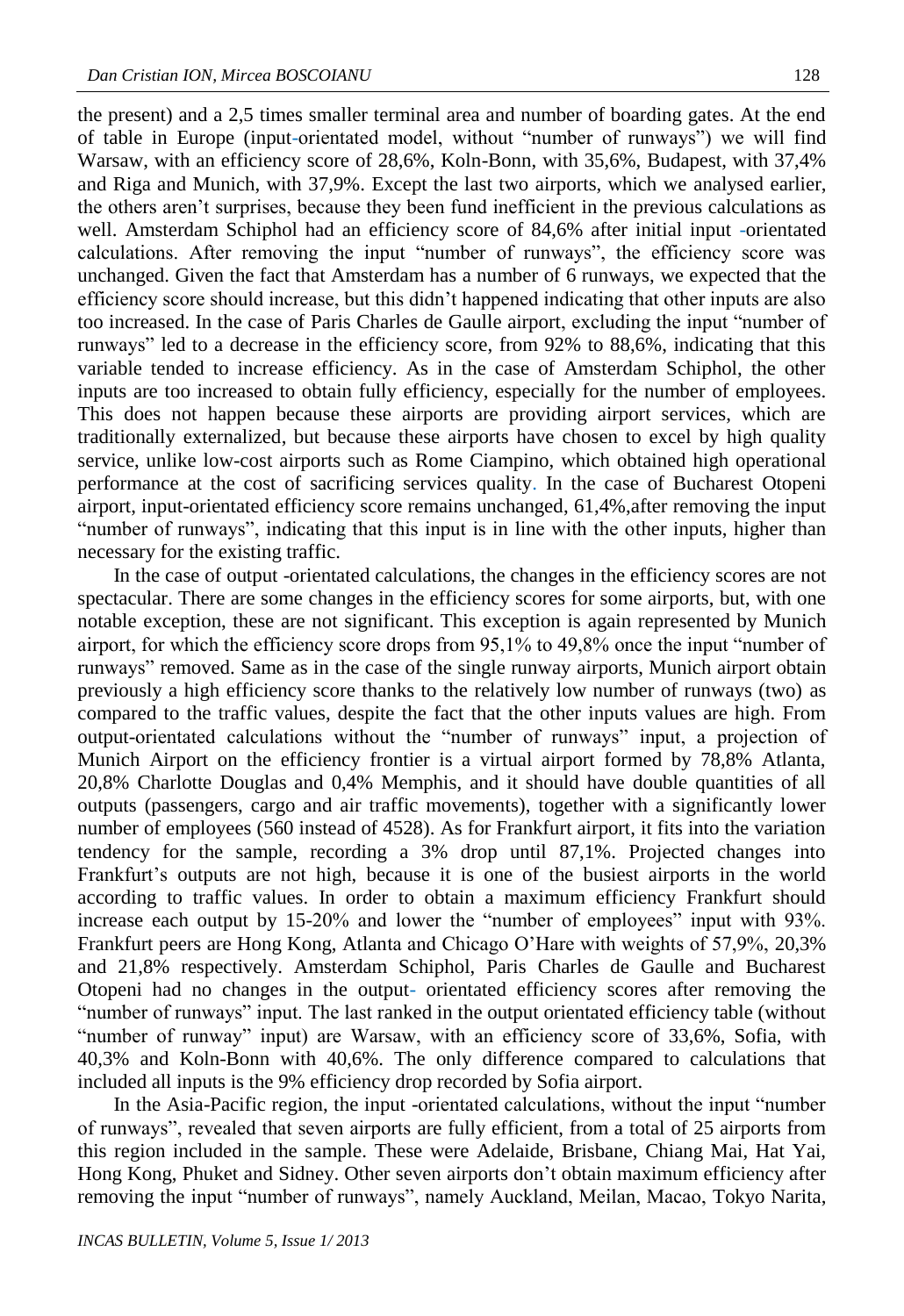the present) and a 2,5 times smaller terminal area and number of boarding gates. At the end of table in Europe (input-orientated model, without "number of runways") we will find Warsaw, with an efficiency score of 28,6%, Koln-Bonn, with 35,6%, Budapest, with 37,4% and Riga and Munich, with 37,9%. Except the last two airports, which we analysed earlier, the others aren't surprises, because they been fund inefficient in the previous calculations as well. Amsterdam Schiphol had an efficiency score of 84,6% after initial input -orientated calculations. After removing the input "number of runways", the efficiency score was unchanged. Given the fact that Amsterdam has a number of 6 runways, we expected that the efficiency score should increase, but this didn't happened indicating that other inputs are also too increased. In the case of Paris Charles de Gaulle airport, excluding the input "number of runways" led to a decrease in the efficiency score, from 92% to 88,6%, indicating that this variable tended to increase efficiency. As in the case of Amsterdam Schiphol, the other inputs are too increased to obtain fully efficiency, especially for the number of employees. This does not happen because these airports are providing airport services, which are traditionally externalized, but because these airports have chosen to excel by high quality service, unlike low-cost airports such as Rome Ciampino, which obtained high operational performance at the cost of sacrificing services quality. In the case of Bucharest Otopeni airport, input-orientated efficiency score remains unchanged, 61,4%,after removing the input "number of runways", indicating that this input is in line with the other inputs, higher than necessary for the existing traffic.

In the case of output -orientated calculations, the changes in the efficiency scores are not spectacular. There are some changes in the efficiency scores for some airports, but, with one notable exception, these are not significant. This exception is again represented by Munich airport, for which the efficiency score drops from 95,1% to 49,8% once the input "number of runways" removed. Same as in the case of the single runway airports, Munich airport obtain previously a high efficiency score thanks to the relatively low number of runways (two) as compared to the traffic values, despite the fact that the other inputs values are high. From output-orientated calculations without the "number of runways" input, a projection of Munich Airport on the efficiency frontier is a virtual airport formed by 78,8% Atlanta, 20,8% Charlotte Douglas and 0,4% Memphis, and it should have double quantities of all outputs (passengers, cargo and air traffic movements), together with a significantly lower number of employees (560 instead of 4528). As for Frankfurt airport, it fits into the variation tendency for the sample, recording a 3% drop until 87,1%. Projected changes into Frankfurt's outputs are not high, because it is one of the busiest airports in the world according to traffic values. In order to obtain a maximum efficiency Frankfurt should increase each output by 15-20% and lower the "number of employees" input with 93%. Frankfurt peers are Hong Kong, Atlanta and Chicago O'Hare with weights of 57,9%, 20,3% and 21,8% respectively. Amsterdam Schiphol, Paris Charles de Gaulle and Bucharest Otopeni had no changes in the output- orientated efficiency scores after removing the "number of runways" input. The last ranked in the output orientated efficiency table (without "number of runway" input) are Warsaw, with an efficiency score of 33,6%, Sofia, with 40,3% and Koln-Bonn with 40,6%. The only difference compared to calculations that included all inputs is the 9% efficiency drop recorded by Sofia airport.

In the Asia-Pacific region, the input -orientated calculations, without the input "number of runways", revealed that seven airports are fully efficient, from a total of 25 airports from this region included in the sample. These were Adelaide, Brisbane, Chiang Mai, Hat Yai, Hong Kong, Phuket and Sidney. Other seven airports don't obtain maximum efficiency after removing the input "number of runways", namely Auckland, Meilan, Macao, Tokyo Narita,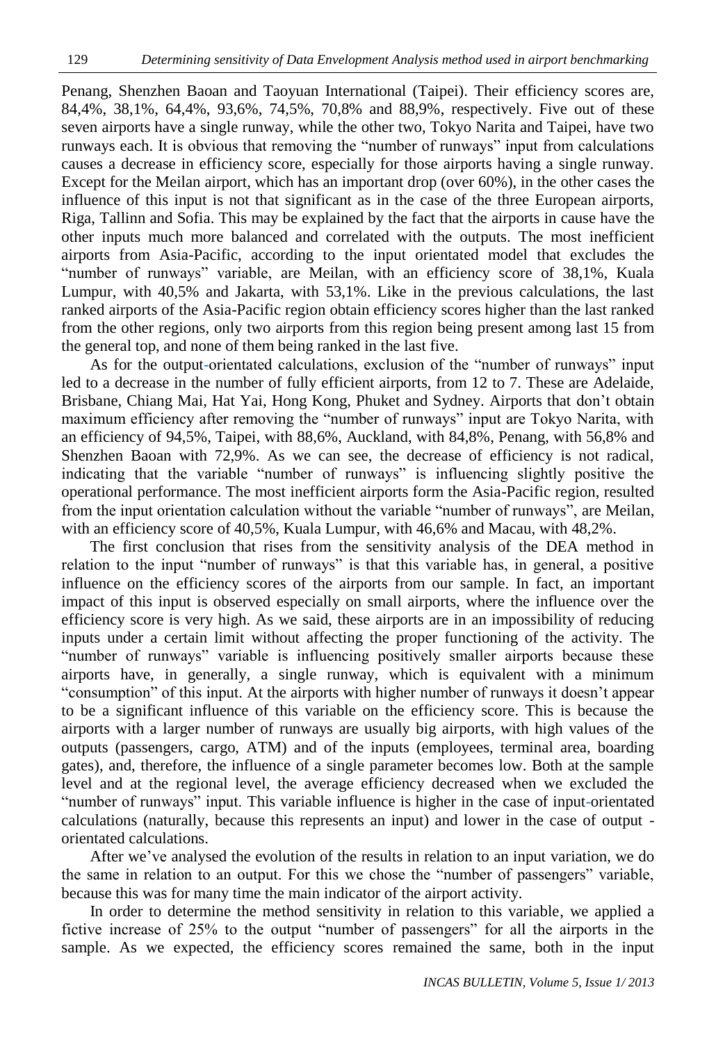Penang, Shenzhen Baoan and Taoyuan International (Taipei). Their efficiency scores are, 84,4%, 38,1%, 64,4%, 93,6%, 74,5%, 70,8% and 88,9%, respectively. Five out of these seven airports have a single runway, while the other two, Tokyo Narita and Taipei, have two runways each. It is obvious that removing the "number of runways" input from calculations causes a decrease in efficiency score, especially for those airports having a single runway. Except for the Meilan airport, which has an important drop (over 60%), in the other cases the influence of this input is not that significant as in the case of the three European airports, Riga, Tallinn and Sofia. This may be explained by the fact that the airports in cause have the other inputs much more balanced and correlated with the outputs. The most inefficient airports from Asia-Pacific, according to the input orientated model that excludes the "number of runways" variable, are Meilan, with an efficiency score of 38,1%, Kuala Lumpur, with 40,5% and Jakarta, with 53,1%. Like in the previous calculations, the last ranked airports of the Asia-Pacific region obtain efficiency scores higher than the last ranked from the other regions, only two airports from this region being present among last 15 from the general top, and none of them being ranked in the last five.

As for the output-orientated calculations, exclusion of the "number of runways" input led to a decrease in the number of fully efficient airports, from 12 to 7. These are Adelaide, Brisbane, Chiang Mai, Hat Yai, Hong Kong, Phuket and Sydney. Airports that don't obtain maximum efficiency after removing the "number of runways" input are Tokyo Narita, with an efficiency of 94,5%, Taipei, with 88,6%, Auckland, with 84,8%, Penang, with 56,8% and Shenzhen Baoan with 72,9%. As we can see, the decrease of efficiency is not radical, indicating that the variable "number of runways" is influencing slightly positive the operational performance. The most inefficient airports form the Asia-Pacific region, resulted from the input orientation calculation without the variable "number of runways", are Meilan, with an efficiency score of 40,5%, Kuala Lumpur, with 46,6% and Macau, with 48,2%.

The first conclusion that rises from the sensitivity analysis of the DEA method in relation to the input "number of runways" is that this variable has, in general, a positive influence on the efficiency scores of the airports from our sample. In fact, an important impact of this input is observed especially on small airports, where the influence over the efficiency score is very high. As we said, these airports are in an impossibility of reducing inputs under a certain limit without affecting the proper functioning of the activity. The "number of runways" variable is influencing positively smaller airports because these airports have, in generally, a single runway, which is equivalent with a minimum "consumption" of this input. At the airports with higher number of runways it doesn't appear to be a significant influence of this variable on the efficiency score. This is because the airports with a larger number of runways are usually big airports, with high values of the outputs (passengers, cargo, ATM) and of the inputs (employees, terminal area, boarding gates), and, therefore, the influence of a single parameter becomes low. Both at the sample level and at the regional level, the average efficiency decreased when we excluded the "number of runways" input. This variable influence is higher in the case of input-orientated calculations (naturally, because this represents an input) and lower in the case of output - orientated calculations.

After we've analysed the evolution of the results in relation to an input variation, we do the same in relation to an output. For this we chose the "number of passengers" variable, because this was for many time the main indicator of the airport activity.

In order to determine the method sensitivity in relation to this variable, we applied a fictive increase of 25% to the output "number of passengers" for all the airports in the sample. As we expected, the efficiency scores remained the same, both in the input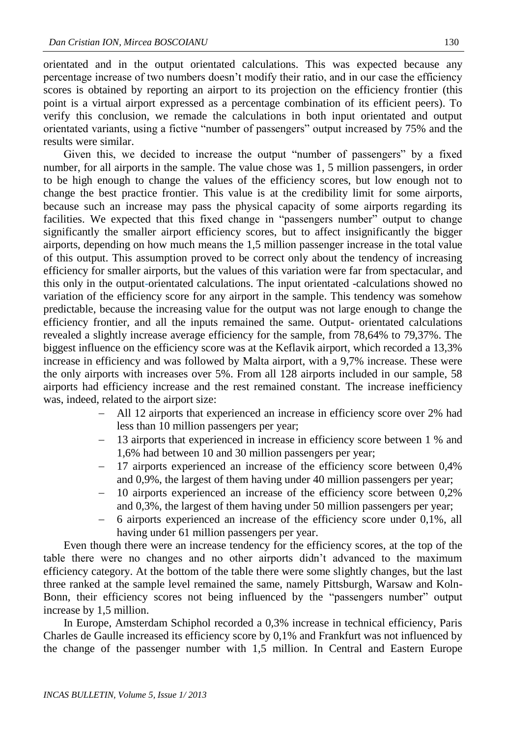orientated and in the output orientated calculations. This was expected because any percentage increase of two numbers doesn't modify their ratio, and in our case the efficiency scores is obtained by reporting an airport to its projection on the efficiency frontier (this point is a virtual airport expressed as a percentage combination of its efficient peers). To verify this conclusion, we remade the calculations in both input orientated and output orientated variants, using a fictive "number of passengers" output increased by 75% and the results were similar.

Given this, we decided to increase the output "number of passengers" by a fixed number, for all airports in the sample. The value chose was 1, 5 million passengers, in order to be high enough to change the values of the efficiency scores, but low enough not to change the best practice frontier. This value is at the credibility limit for some airports, because such an increase may pass the physical capacity of some airports regarding its facilities. We expected that this fixed change in "passengers number" output to change significantly the smaller airport efficiency scores, but to affect insignificantly the bigger airports, depending on how much means the 1,5 million passenger increase in the total value of this output. This assumption proved to be correct only about the tendency of increasing efficiency for smaller airports, but the values of this variation were far from spectacular, and this only in the output-orientated calculations. The input orientated -calculations showed no variation of the efficiency score for any airport in the sample. This tendency was somehow predictable, because the increasing value for the output was not large enough to change the efficiency frontier, and all the inputs remained the same. Output- orientated calculations revealed a slightly increase average efficiency for the sample, from 78,64% to 79,37%. The biggest influence on the efficiency score was at the Keflavik airport, which recorded a 13,3% increase in efficiency and was followed by Malta airport, with a 9,7% increase. These were the only airports with increases over 5%. From all 128 airports included in our sample, 58 airports had efficiency increase and the rest remained constant. The increase inefficiency was, indeed, related to the airport size:

- All 12 airports that experienced an increase in efficiency score over 2% had less than 10 million passengers per year;
- 13 airports that experienced in increase in efficiency score between 1 % and 1,6% had between 10 and 30 million passengers per year;
- 17 airports experienced an increase of the efficiency score between 0,4% and 0,9%, the largest of them having under 40 million passengers per year;
- 10 airports experienced an increase of the efficiency score between 0,2% and 0,3%, the largest of them having under 50 million passengers per year;
- 6 airports experienced an increase of the efficiency score under 0,1%, all having under 61 million passengers per year.

Even though there were an increase tendency for the efficiency scores, at the top of the table there were no changes and no other airports didn't advanced to the maximum efficiency category. At the bottom of the table there were some slightly changes, but the last three ranked at the sample level remained the same, namely Pittsburgh, Warsaw and Koln-Bonn, their efficiency scores not being influenced by the "passengers number" output increase by 1,5 million.

In Europe, Amsterdam Schiphol recorded a 0,3% increase in technical efficiency, Paris Charles de Gaulle increased its efficiency score by 0,1% and Frankfurt was not influenced by the change of the passenger number with 1,5 million. In Central and Eastern Europe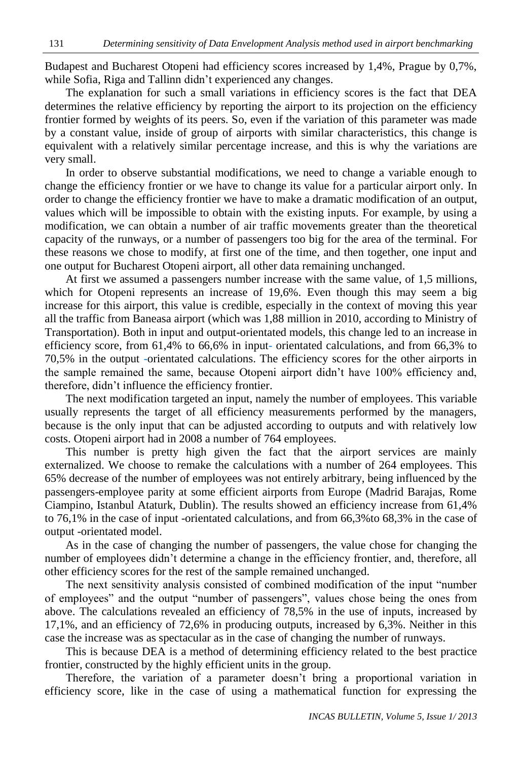Budapest and Bucharest Otopeni had efficiency scores increased by 1,4%, Prague by 0,7%, while Sofia, Riga and Tallinn didn't experienced any changes.

The explanation for such a small variations in efficiency scores is the fact that DEA determines the relative efficiency by reporting the airport to its projection on the efficiency frontier formed by weights of its peers. So, even if the variation of this parameter was made by a constant value, inside of group of airports with similar characteristics, this change is equivalent with a relatively similar percentage increase, and this is why the variations are very small.

In order to observe substantial modifications, we need to change a variable enough to change the efficiency frontier or we have to change its value for a particular airport only. In order to change the efficiency frontier we have to make a dramatic modification of an output, values which will be impossible to obtain with the existing inputs. For example, by using a modification, we can obtain a number of air traffic movements greater than the theoretical capacity of the runways, or a number of passengers too big for the area of the terminal. For these reasons we chose to modify, at first one of the time, and then together, one input and one output for Bucharest Otopeni airport, all other data remaining unchanged.

At first we assumed a passengers number increase with the same value, of 1,5 millions, which for Otopeni represents an increase of 19,6%. Even though this may seem a big increase for this airport, this value is credible, especially in the context of moving this year all the traffic from Baneasa airport (which was 1,88 million in 2010, according to Ministry of Transportation). Both in input and output-orientated models, this change led to an increase in efficiency score, from 61,4% to 66,6% in input- orientated calculations, and from 66,3% to 70,5% in the output -orientated calculations. The efficiency scores for the other airports in the sample remained the same, because Otopeni airport didn't have 100% efficiency and, therefore, didn't influence the efficiency frontier.

The next modification targeted an input, namely the number of employees. This variable usually represents the target of all efficiency measurements performed by the managers, because is the only input that can be adjusted according to outputs and with relatively low costs. Otopeni airport had in 2008 a number of 764 employees.

This number is pretty high given the fact that the airport services are mainly externalized. We choose to remake the calculations with a number of 264 employees. This 65% decrease of the number of employees was not entirely arbitrary, being influenced by the passengers-employee parity at some efficient airports from Europe (Madrid Barajas, Rome Ciampino, Istanbul Ataturk, Dublin). The results showed an efficiency increase from 61,4% to 76,1% in the case of input -orientated calculations, and from 66,3%to 68,3% in the case of output -orientated model.

As in the case of changing the number of passengers, the value chose for changing the number of employees didn't determine a change in the efficiency frontier, and, therefore, all other efficiency scores for the rest of the sample remained unchanged.

The next sensitivity analysis consisted of combined modification of the input "number of employees" and the output "number of passengers", values chose being the ones from above. The calculations revealed an efficiency of 78,5% in the use of inputs, increased by 17,1%, and an efficiency of 72,6% in producing outputs, increased by 6,3%. Neither in this case the increase was as spectacular as in the case of changing the number of runways.

This is because DEA is a method of determining efficiency related to the best practice frontier, constructed by the highly efficient units in the group.

Therefore, the variation of a parameter doesn't bring a proportional variation in efficiency score, like in the case of using a mathematical function for expressing the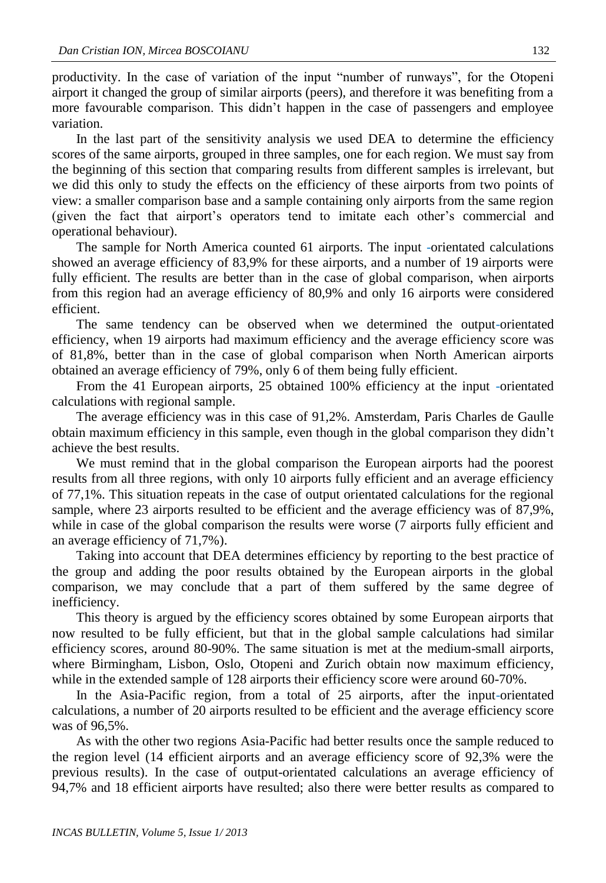productivity. In the case of variation of the input "number of runways", for the Otopeni airport it changed the group of similar airports (peers), and therefore it was benefiting from a more favourable comparison. This didn't happen in the case of passengers and employee variation.

In the last part of the sensitivity analysis we used DEA to determine the efficiency scores of the same airports, grouped in three samples, one for each region. We must say from the beginning of this section that comparing results from different samples is irrelevant, but we did this only to study the effects on the efficiency of these airports from two points of view: a smaller comparison base and a sample containing only airports from the same region (given the fact that airport's operators tend to imitate each other's commercial and operational behaviour).

The sample for North America counted 61 airports. The input -orientated calculations showed an average efficiency of 83,9% for these airports, and a number of 19 airports were fully efficient. The results are better than in the case of global comparison, when airports from this region had an average efficiency of 80,9% and only 16 airports were considered efficient.

The same tendency can be observed when we determined the output-orientated efficiency, when 19 airports had maximum efficiency and the average efficiency score was of 81,8%, better than in the case of global comparison when North American airports obtained an average efficiency of 79%, only 6 of them being fully efficient.

From the 41 European airports, 25 obtained 100% efficiency at the input -orientated calculations with regional sample.

The average efficiency was in this case of 91,2%. Amsterdam, Paris Charles de Gaulle obtain maximum efficiency in this sample, even though in the global comparison they didn't achieve the best results.

We must remind that in the global comparison the European airports had the poorest results from all three regions, with only 10 airports fully efficient and an average efficiency of 77,1%. This situation repeats in the case of output orientated calculations for the regional sample, where 23 airports resulted to be efficient and the average efficiency was of 87,9%, while in case of the global comparison the results were worse (7 airports fully efficient and an average efficiency of 71,7%).

Taking into account that DEA determines efficiency by reporting to the best practice of the group and adding the poor results obtained by the European airports in the global comparison, we may conclude that a part of them suffered by the same degree of inefficiency.

This theory is argued by the efficiency scores obtained by some European airports that now resulted to be fully efficient, but that in the global sample calculations had similar efficiency scores, around 80-90%. The same situation is met at the medium-small airports, where Birmingham, Lisbon, Oslo, Otopeni and Zurich obtain now maximum efficiency, while in the extended sample of 128 airports their efficiency score were around 60-70%.

In the Asia-Pacific region, from a total of 25 airports, after the input-orientated calculations, a number of 20 airports resulted to be efficient and the average efficiency score was of 96,5%.

As with the other two regions Asia-Pacific had better results once the sample reduced to the region level (14 efficient airports and an average efficiency score of 92,3% were the previous results). In the case of output-orientated calculations an average efficiency of 94,7% and 18 efficient airports have resulted; also there were better results as compared to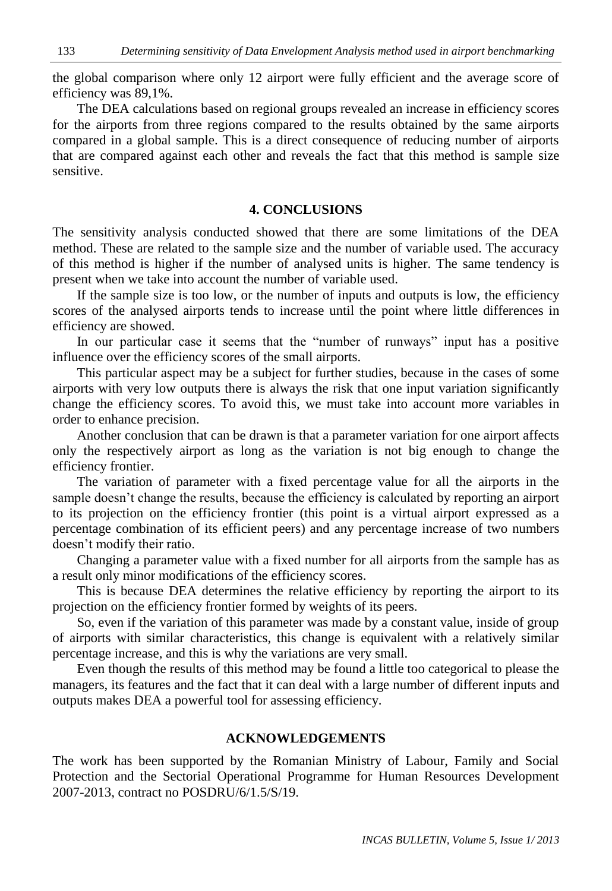the global comparison where only 12 airport were fully efficient and the average score of efficiency was 89,1%.

The DEA calculations based on regional groups revealed an increase in efficiency scores for the airports from three regions compared to the results obtained by the same airports compared in a global sample. This is a direct consequence of reducing number of airports that are compared against each other and reveals the fact that this method is sample size sensitive.

## 4. CONCLUSIONS

The sensitivity analysis conducted showed that there are some limitations of the DEA method. These are related to the sample size and the number of variable used. The accuracy of this method is higher if the number of analysed units is higher. The same tendency is present when we take into account the number of variable used.

If the sample size is too low, or the number of inputs and outputs is low, the efficiency scores of the analysed airports tends to increase until the point where little differences in efficiency are showed.

In our particular case it seems that the "number of runways" input has a positive influence over the efficiency scores of the small airports.

This particular aspect may be a subject for further studies, because in the cases of some airports with very low outputs there is always the risk that one input variation significantly change the efficiency scores. To avoid this, we must take into account more variables in order to enhance precision.

Another conclusion that can be drawn is that a parameter variation for one airport affects only the respectively airport as long as the variation is not big enough to change the efficiency frontier.

The variation of parameter with a fixed percentage value for all the airports in the sample doesn't change the results, because the efficiency is calculated by reporting an airport to its projection on the efficiency frontier (this point is a virtual airport expressed as a percentage combination of its efficient peers) and any percentage increase of two numbers doesn't modify their ratio.

Changing a parameter value with a fixed number for all airports from the sample has as a result only minor modifications of the efficiency scores.

This is because DEA determines the relative efficiency by reporting the airport to its projection on the efficiency frontier formed by weights of its peers.

So, even if the variation of this parameter was made by a constant value, inside of group of airports with similar characteristics, this change is equivalent with a relatively similar percentage increase, and this is why the variations are very small.

Even though the results of this method may be found a little too categorical to please the managers, its features and the fact that it can deal with a large number of different inputs and outputs makes DEA a powerful tool for assessing efficiency.

## ACKNOWLEDGEMENTS

The work has been supported by the Romanian Ministry of Labour, Family and Social Protection and the Sectorial Operational Programme for Human Resources Development 2007-2013, contract no POSDRU/6/1.5/S/19.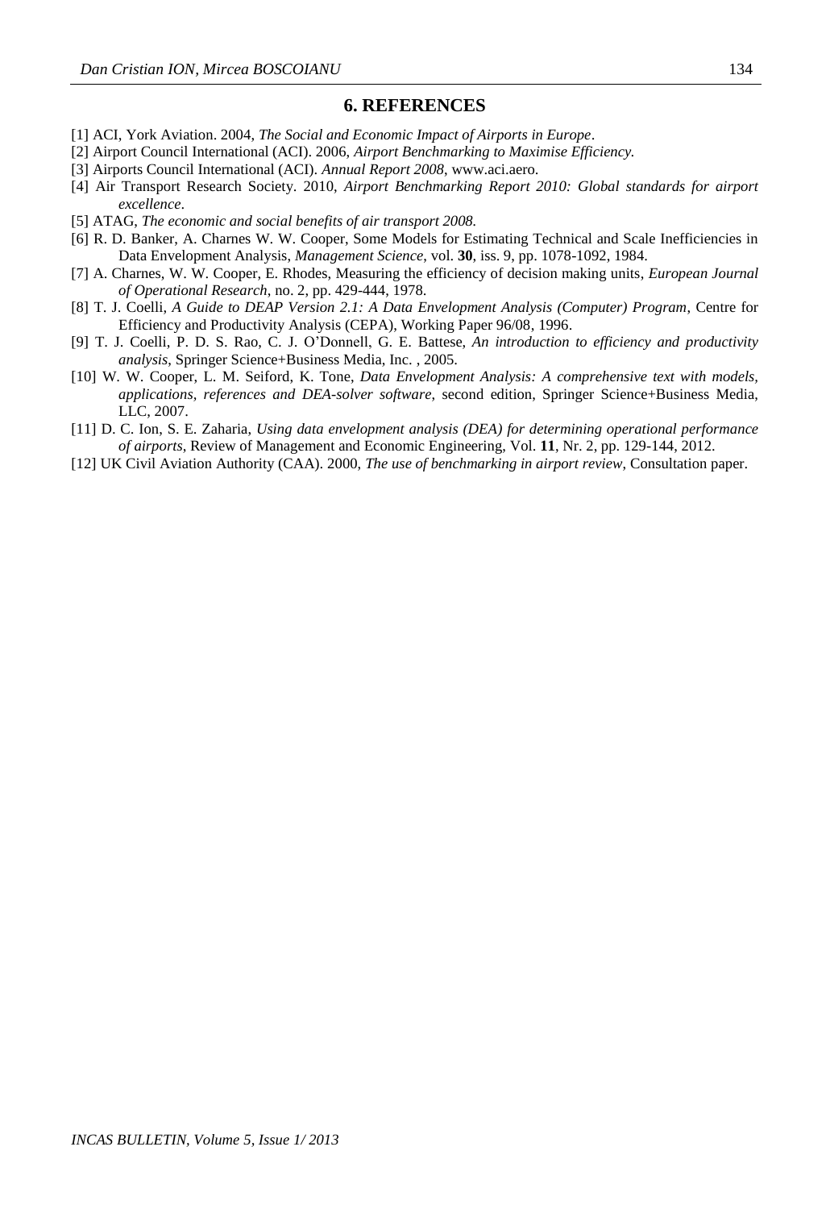## 6. REFERENCES

[1] ACI, York Aviation. 2004, *The Social and Economic Impact of Airports in Europe*.

[2] Airport Council International (ACI). 2006, *Airport Benchmarking to Maximise Efficiency.*

[3] Airports Council International (ACI). *Annual Report 2008*, www.aci.aero.

[4] Air Transport Research Society. 2010, *Airport Benchmarking Report 2010: Global standards for airport excellence*.

[5] ATAG, *The economic and social benefits of air transport 2008*.

[6] R. D. Banker, A. Charnes W. W. Cooper, Some Models for Estimating Technical and Scale Inefficiencies in Data Envelopment Analysis, *Management Science*, vol. **30**, iss. 9, pp. 1078-1092, 1984.

[7] A. Charnes, W. W. Cooper, E. Rhodes, Measuring the efficiency of decision making units, *European Journal of Operational Research*, no. 2, pp. 429-444, 1978.

[8] T. J. Coelli, *A Guide to DEAP Version 2.1: A Data Envelopment Analysis (Computer) Program*, Centre for Efficiency and Productivity Analysis (CEPA), Working Paper 96/08, 1996.

[9] T. J. Coelli, P. D. S. Rao, C. J. O'Donnell, G. E. Battese, *An introduction to efficiency and productivity analysis*, Springer Science+Business Media, Inc. , 2005.

[10] W. W. Cooper, L. M. Seiford, K. Tone, *Data Envelopment Analysis: A comprehensive text with models, applications, references and DEA-solver software*, second edition, Springer Science+Business Media, LLC, 2007.

[11] D. C. Ion, S. E. Zaharia, *Using data envelopment analysis (DEA) for determining operational performance of airports*, Review of Management and Economic Engineering, Vol. **11**, Nr. 2, pp. 129-144, 2012.

[12] UK Civil Aviation Authority (CAA). 2000, *The use of benchmarking in airport review*, Consultation paper.